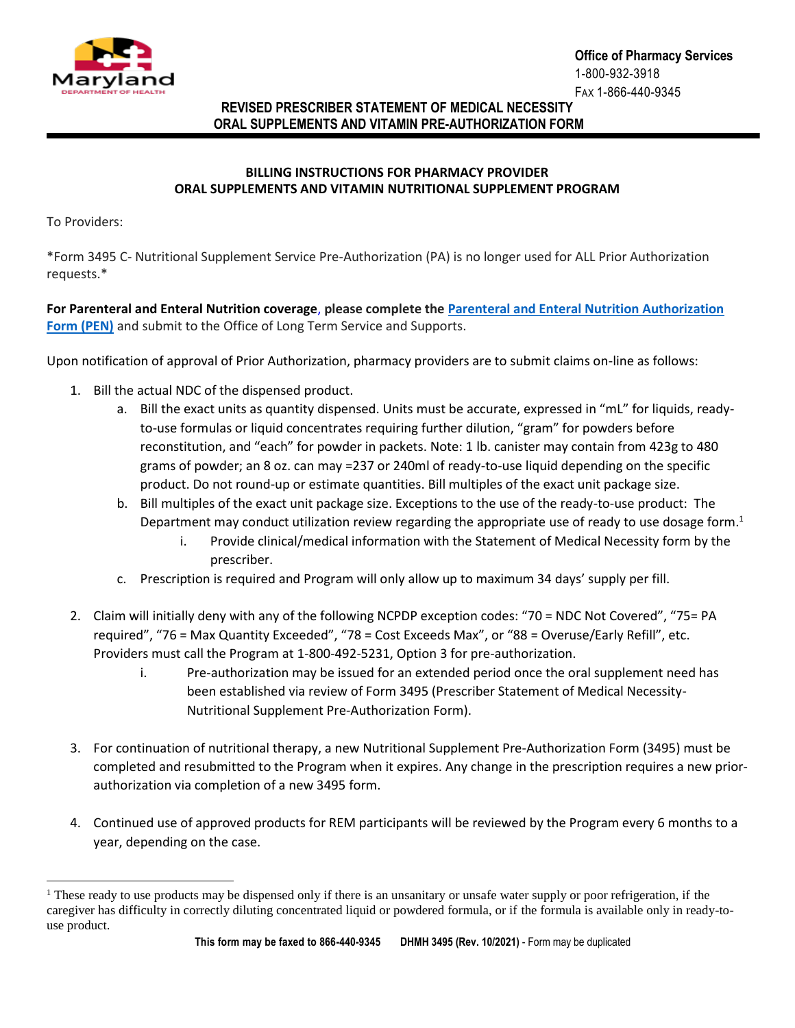Office of Pharmacy Services
1-800-932-3918
FAX 1-866-440-9345

# REVISED PRESCRIBER STATEMENT OF MEDICAL NECESSITY ORAL SUPPLEMENTS AND VITAMIN PRE-AUTHORIZATION FORM

## BILLING INSTRUCTIONS FOR PHARMACY PROVIDER ORAL SUPPLEMENTS AND VITAMIN NUTRITIONAL SUPPLEMENT PROGRAM

To Providers:

*Form 3495 C- Nutritional Supplement Service Pre-Authorization (PA) is no longer used for ALL Prior Authorization requests.*

**For Parenteral and Enteral Nutrition coverage, please complete the Parenteral and Enteral Nutrition Authorization Form (PEN)** and submit to the Office of Long Term Service and Supports.

Upon notification of approval of Prior Authorization, pharmacy providers are to submit claims on-line as follows:

1. Bill the actual NDC of the dispensed product.
   a. Bill the exact units as quantity dispensed. Units must be accurate, expressed in "mL" for liquids, ready-to-use formulas or liquid concentrates requiring further dilution, "gram" for powders before reconstitution, and "each" for powder in packets. Note: 1 lb. canister may contain from 423g to 480 grams of powder; an 8 oz. can may =237 or 240ml of ready-to-use liquid depending on the specific product. Do not round-up or estimate quantities. Bill multiples of the exact unit package size.
   b. Bill multiples of the exact unit package size. Exceptions to the use of the ready-to-use product: The Department may conduct utilization review regarding the appropriate use of ready to use dosage form.[1]
      i. Provide clinical/medical information with the Statement of Medical Necessity form by the prescriber.
   c. Prescription is required and Program will only allow up to maximum 34 days' supply per fill.

2. Claim will initially deny with any of the following NCPDP exception codes: "70 = NDC Not Covered", "75= PA required", "76 = Max Quantity Exceeded", "78 = Cost Exceeds Max", or "88 = Overuse/Early Refill", etc. Providers must call the Program at 1-800-492-5231, Option 3 for pre-authorization.
   i. Pre-authorization may be issued for an extended period once the oral supplement need has been established via review of Form 3495 (Prescriber Statement of Medical Necessity-Nutritional Supplement Pre-Authorization Form).

3. For continuation of nutritional therapy, a new Nutritional Supplement Pre-Authorization Form (3495) must be completed and resubmitted to the Program when it expires. Any change in the prescription requires a new prior-authorization via completion of a new 3495 form.

4. Continued use of approved products for REM participants will be reviewed by the Program every 6 months to a year, depending on the case.

[1] These ready to use products may be dispensed only if there is an unsanitary or unsafe water supply or poor refrigeration, if the caregiver has difficulty in correctly diluting concentrated liquid or powdered formula, or if the formula is available only in ready-to-use product.

**This form may be faxed to 866-440-9345** **DHMH 3495 (Rev. 10/2021)** - Form may be duplicated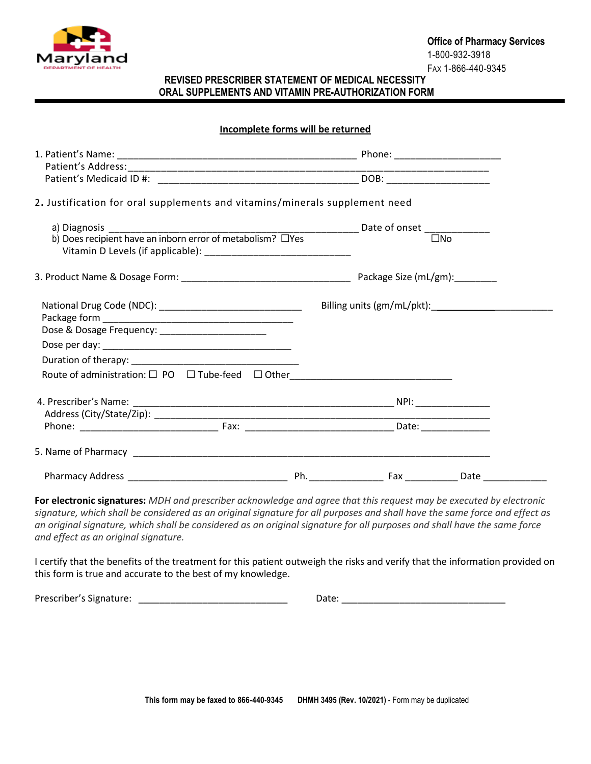Maryland
DEPARTMENT OF HEALTH

**Office of Pharmacy Services**
1-800-932-3918
FAX 1-866-440-9345

**REVISED PRESCRIBER STATEMENT OF MEDICAL NECESSITY**
**ORAL SUPPLEMENTS AND VITAMIN PRE-AUTHORIZATION FORM**

**Incomplete forms will be returned**

1. Patient's Name: ______________________________________________ Phone: ____________________
   Patient's Address: _______________________________________________________________________
   Patient's Medicaid ID #: ______________________________________ DOB: __________________

2. Justification for oral supplements and vitamins/minerals supplement need

   a) Diagnosis ________________________________________________ Date of onset ____________
   b) Does recipient have an inborn error of metabolism? ☐Yes ☐No
   Vitamin D Levels (if applicable): ____________________________

3. Product Name & Dosage Form: ________________________________ Package Size (mL/gm):________

   National Drug Code (NDC): ___________________________ Billing units (gm/mL/pkt):________________________
   Package form ____________________________________
   Dose & Dosage Frequency: ____________________
   Dose per day: ____________________________________
   Duration of therapy: ______________________________
   Route of administration: ☐ PO ☐ Tube-feed ☐ Other______________________________

4. Prescriber's Name: _________________________________________________ NPI: ______________
   Address (City/State/Zip): ____________________________________________________________________
   Phone: __________________________ Fax: ____________________________ Date: _____________

5. Name of Pharmacy _____________________________________________________________________

   Pharmacy Address ______________________________ Ph.______________ Fax __________ Date ____________

**For electronic signatures:** *MDH and prescriber acknowledge and agree that this request may be executed by electronic signature, which shall be considered as an original signature for all purposes and shall have the same force and effect as an original signature, which shall be considered as an original signature for all purposes and shall have the same force and effect as an original signature.*

I certify that the benefits of the treatment for this patient outweigh the risks and verify that the information provided on this form is true and accurate to the best of my knowledge.

Prescriber's Signature: ____________________________ Date: _______________________________

**This form may be faxed to 866-440-9345** **DHMH 3495 (Rev. 10/2021)** - Form may be duplicated